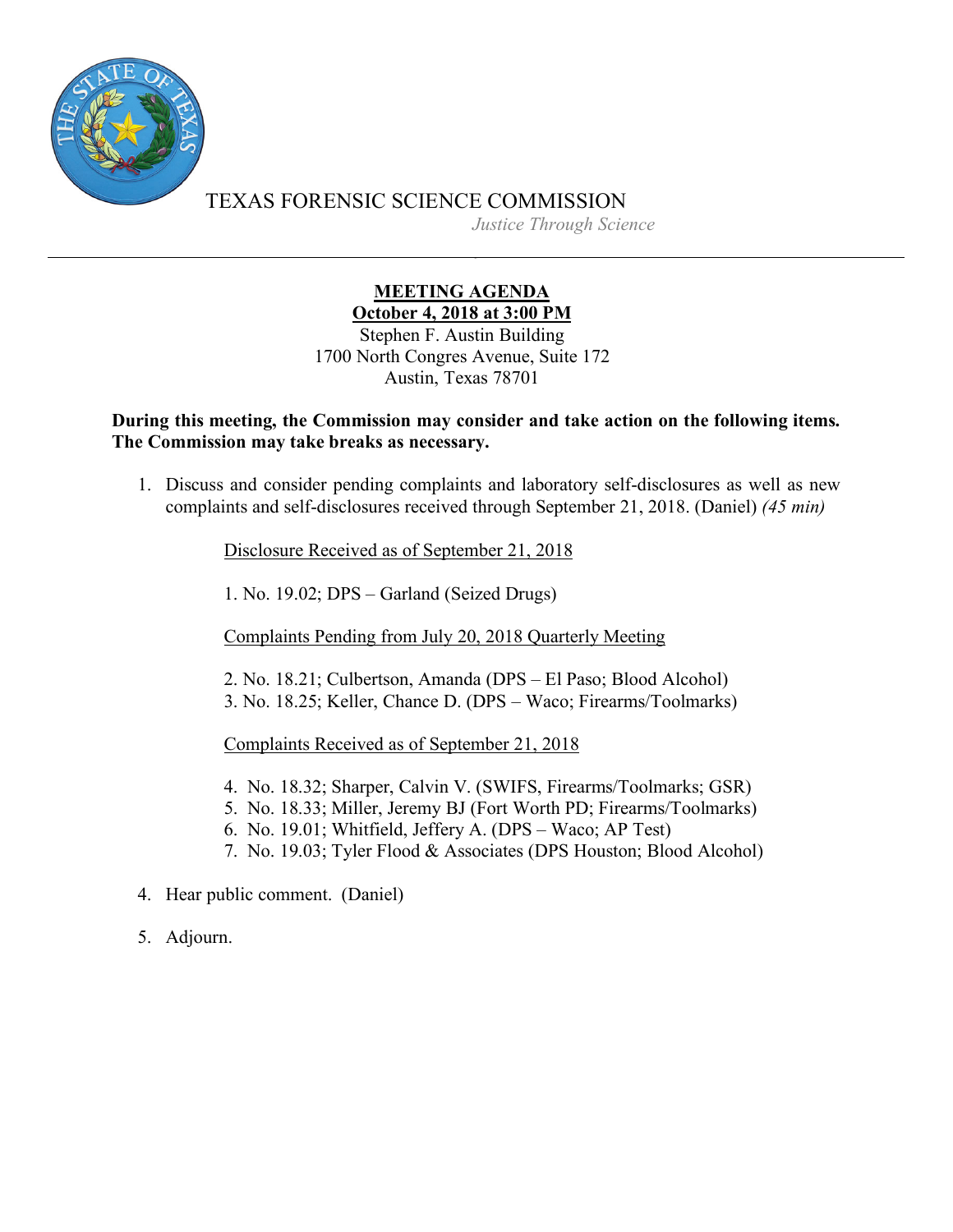# TEXAS FORENSIC SCIENCE COMMISSION

*Justice Through Science*

---

**MEETING AGENDA**
**October 4, 2018 at 3:00 PM**

Stephen F. Austin Building
1700 North Congres Avenue, Suite 172
Austin, Texas 78701

**During this meeting, the Commission may consider and take action on the following items. The Commission may take breaks as necessary.**

1. Discuss and consider pending complaints and laboratory self-disclosures as well as new complaints and self-disclosures received through September 21, 2018. (Daniel) *(45 min)*

   Disclosure Received as of September 21, 2018

   1. No. 19.02; DPS – Garland (Seized Drugs)

   Complaints Pending from July 20, 2018 Quarterly Meeting

   2. No. 18.21; Culbertson, Amanda (DPS – El Paso; Blood Alcohol)
   3. No. 18.25; Keller, Chance D. (DPS – Waco; Firearms/Toolmarks)

   Complaints Received as of September 21, 2018

   4. No. 18.32; Sharper, Calvin V. (SWIFS, Firearms/Toolmarks; GSR)
   5. No. 18.33; Miller, Jeremy BJ (Fort Worth PD; Firearms/Toolmarks)
   6. No. 19.01; Whitfield, Jeffery A. (DPS – Waco; AP Test)
   7. No. 19.03; Tyler Flood & Associates (DPS Houston; Blood Alcohol)

4. Hear public comment. (Daniel)

5. Adjourn.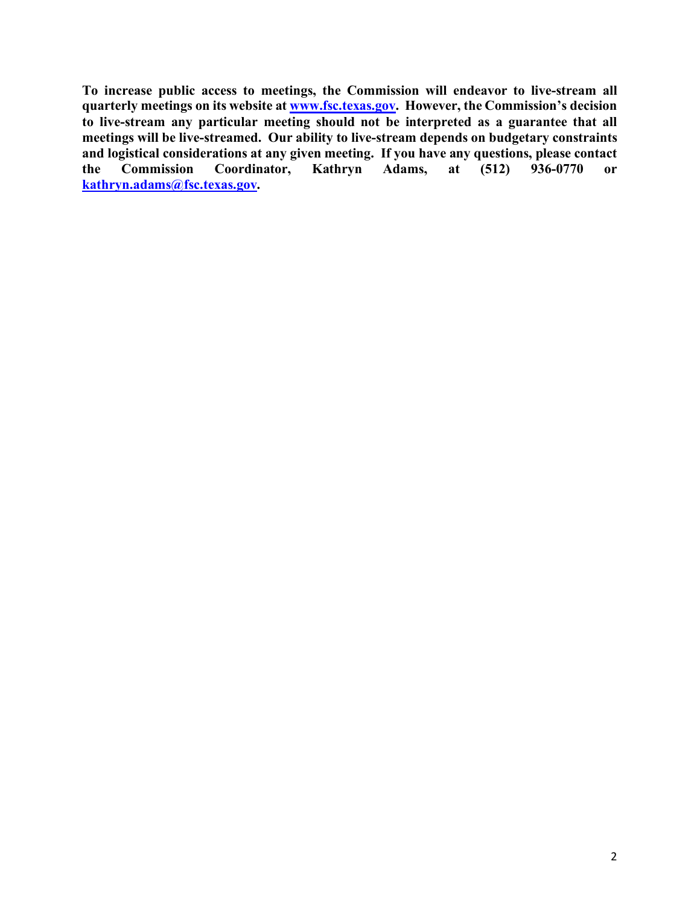**To increase public access to meetings, the Commission will endeavor to live-stream all quarterly meetings on its website at [www.fsc.texas.gov](http://www.fsc.texas.gov). However, the Commission's decision to live-stream any particular meeting should not be interpreted as a guarantee that all meetings will be live-streamed. Our ability to live-stream depends on budgetary constraints and logistical considerations at any given meeting. If you have any questions, please contact the Commission Coordinator, Kathryn Adams, at (512) 936-0770 or [kathryn.adams@fsc.texas.gov](mailto:kathryn.adams@fsc.texas.gov).**